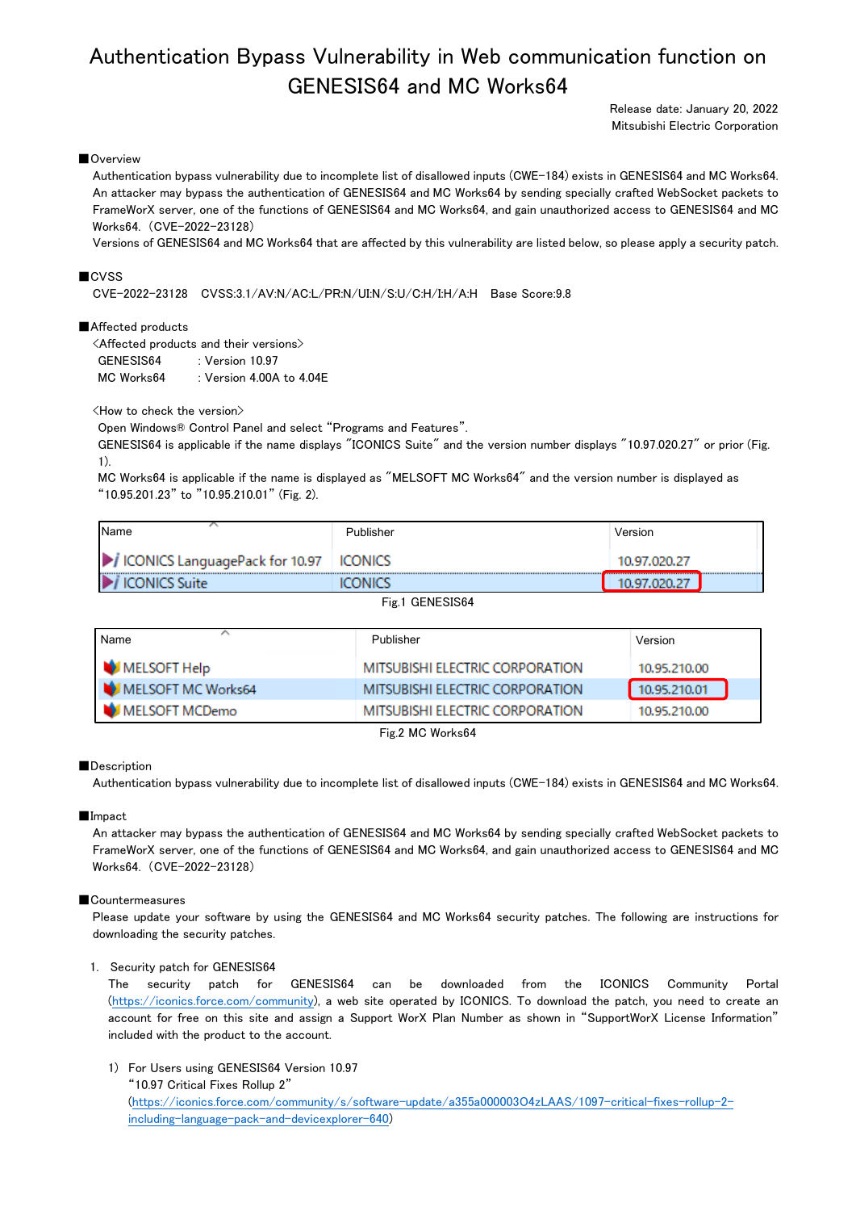# Authentication Bypass Vulnerability in Web communication function on GENESIS64 and MC Works64

Release date: January 20, 2022
Mitsubishi Electric Corporation

## ■Overview

Authentication bypass vulnerability due to incomplete list of disallowed inputs (CWE-184) exists in GENESIS64 and MC Works64. An attacker may bypass the authentication of GENESIS64 and MC Works64 by sending specially crafted WebSocket packets to FrameWorX server, one of the functions of GENESIS64 and MC Works64, and gain unauthorized access to GENESIS64 and MC Works64. (CVE-2022-23128)

Versions of GENESIS64 and MC Works64 that are affected by this vulnerability are listed below, so please apply a security patch.

## ■CVSS

CVE-2022-23128 CVSS:3.1/AV:N/AC:L/PR:N/UI:N/S:U/C:H/I:H/A:H Base Score:9.8

## ■Affected products

<Affected products and their versions>

GENESIS64 : Version 10.97
MC Works64 : Version 4.00A to 4.04E

<How to check the version>

Open Windows® Control Panel and select "Programs and Features".
GENESIS64 is applicable if the name displays "ICONICS Suite" and the version number displays "10.97.020.27" or prior (Fig. 1).
MC Works64 is applicable if the name is displayed as "MELSOFT MC Works64" and the version number is displayed as "10.95.201.23" to "10.95.210.01" (Fig. 2).

| Name | Publisher | Version |
|---|---|---|
| ICONICS LanguagePack for 10.97 | ICONICS | 10.97.020.27 |
| ICONICS Suite | ICONICS | 10.97.020.27 |

Fig.1 GENESIS64

| Name | Publisher | Version |
|---|---|---|
| MELSOFT Help | MITSUBISHI ELECTRIC CORPORATION | 10.95.210.00 |
| MELSOFT MC Works64 | MITSUBISHI ELECTRIC CORPORATION | 10.95.210.01 |
| MELSOFT MCDemo | MITSUBISHI ELECTRIC CORPORATION | 10.95.210.00 |

Fig.2 MC Works64

## ■Description

Authentication bypass vulnerability due to incomplete list of disallowed inputs (CWE-184) exists in GENESIS64 and MC Works64.

## ■Impact

An attacker may bypass the authentication of GENESIS64 and MC Works64 by sending specially crafted WebSocket packets to FrameWorX server, one of the functions of GENESIS64 and MC Works64, and gain unauthorized access to GENESIS64 and MC Works64. (CVE-2022-23128)

## ■Countermeasures

Please update your software by using the GENESIS64 and MC Works64 security patches. The following are instructions for downloading the security patches.

1. Security patch for GENESIS64
   The security patch for GENESIS64 can be downloaded from the ICONICS Community Portal (https://iconics.force.com/community), a web site operated by ICONICS. To download the patch, you need to create an account for free on this site and assign a Support WorX Plan Number as shown in "SupportWorX License Information" included with the product to the account.

   1) For Users using GENESIS64 Version 10.97
      "10.97 Critical Fixes Rollup 2"
      (https://iconics.force.com/community/s/software-update/a355a0000030 4zLAAS/1097-critical-fixes-rollup-2-including-language-pack-and-deviceexplorer-640)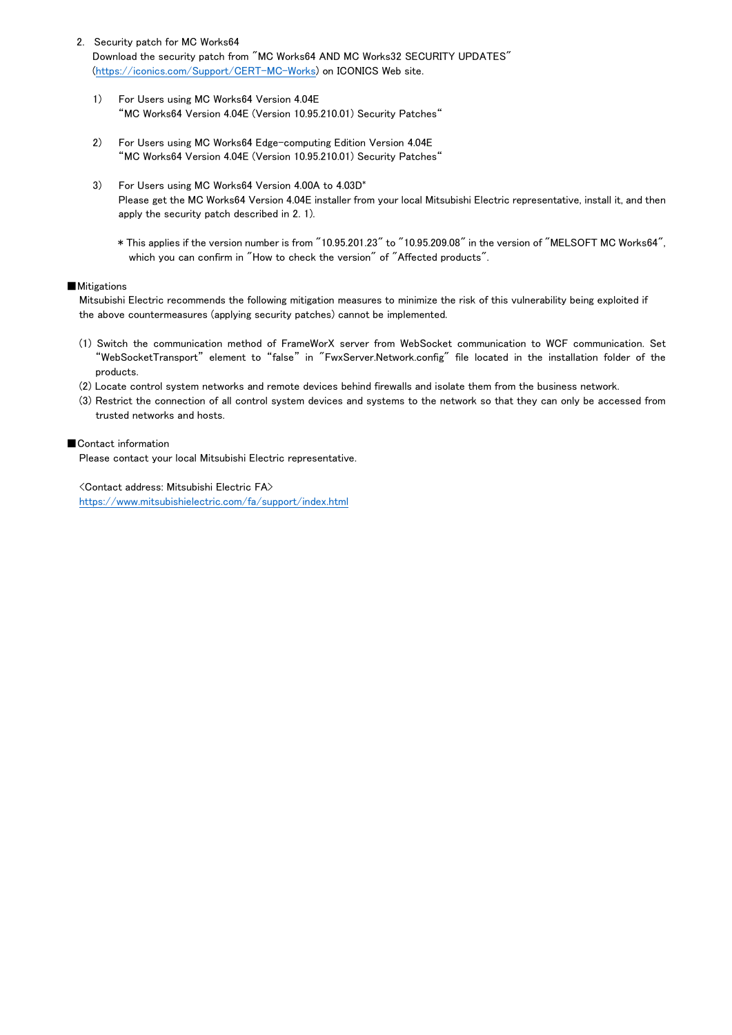2. Security patch for MC Works64
   Download the security patch from "MC Works64 AND MC Works32 SECURITY UPDATES" (https://iconics.com/Support/CERT-MC-Works) on ICONICS Web site.

   1) For Users using MC Works64 Version 4.04E
      "MC Works64 Version 4.04E (Version 10.95.210.01) Security Patches"

   2) For Users using MC Works64 Edge-computing Edition Version 4.04E
      "MC Works64 Version 4.04E (Version 10.95.210.01) Security Patches"

   3) For Users using MC Works64 Version 4.00A to 4.03D*
      Please get the MC Works64 Version 4.04E installer from your local Mitsubishi Electric representative, install it, and then apply the security patch described in 2. 1).

      * This applies if the version number is from "10.95.201.23" to "10.95.209.08" in the version of "MELSOFT MC Works64", which you can confirm in "How to check the version" of "Affected products".

■Mitigations

Mitsubishi Electric recommends the following mitigation measures to minimize the risk of this vulnerability being exploited if the above countermeasures (applying security patches) cannot be implemented.

(1) Switch the communication method of FrameWorX server from WebSocket communication to WCF communication. Set "WebSocketTransport" element to "false" in "FwxServer.Network.config" file located in the installation folder of the products.
(2) Locate control system networks and remote devices behind firewalls and isolate them from the business network.
(3) Restrict the connection of all control system devices and systems to the network so that they can only be accessed from trusted networks and hosts.

■Contact information

Please contact your local Mitsubishi Electric representative.

<Contact address: Mitsubishi Electric FA>
https://www.mitsubishielectric.com/fa/support/index.html